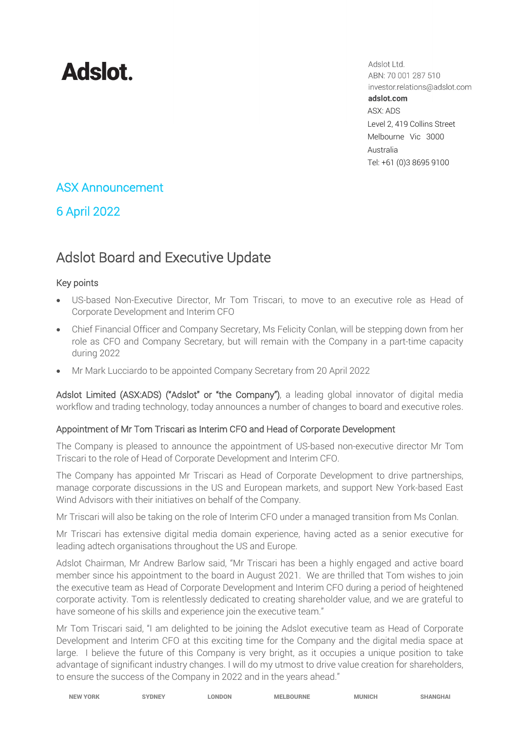# Adslot.

Adslot Ltd.
ABN: 70 001 287 510
investor.relations@adslot.com
**adslot.com**
ASX: ADS
Level 2, 419 Collins Street
Melbourne Vic 3000
Australia
Tel: +61 (0)3 8695 9100

## ASX Announcement

## 6 April 2022

# Adslot Board and Executive Update

### Key points

- US-based Non-Executive Director, Mr Tom Triscari, to move to an executive role as Head of Corporate Development and Interim CFO
- Chief Financial Officer and Company Secretary, Ms Felicity Conlan, will be stepping down from her role as CFO and Company Secretary, but will remain with the Company in a part-time capacity during 2022
- Mr Mark Lucciardo to be appointed Company Secretary from 20 April 2022

Adslot Limited (ASX:ADS) ("Adslot" or "the Company"), a leading global innovator of digital media workflow and trading technology, today announces a number of changes to board and executive roles.

### Appointment of Mr Tom Triscari as Interim CFO and Head of Corporate Development

The Company is pleased to announce the appointment of US-based non-executive director Mr Tom Triscari to the role of Head of Corporate Development and Interim CFO.

The Company has appointed Mr Triscari as Head of Corporate Development to drive partnerships, manage corporate discussions in the US and European markets, and support New York-based East Wind Advisors with their initiatives on behalf of the Company.

Mr Triscari will also be taking on the role of Interim CFO under a managed transition from Ms Conlan.

Mr Triscari has extensive digital media domain experience, having acted as a senior executive for leading adtech organisations throughout the US and Europe.

Adslot Chairman, Mr Andrew Barlow said, "Mr Triscari has been a highly engaged and active board member since his appointment to the board in August 2021. We are thrilled that Tom wishes to join the executive team as Head of Corporate Development and Interim CFO during a period of heightened corporate activity. Tom is relentlessly dedicated to creating shareholder value, and we are grateful to have someone of his skills and experience join the executive team."

Mr Tom Triscari said, "I am delighted to be joining the Adslot executive team as Head of Corporate Development and Interim CFO at this exciting time for the Company and the digital media space at large. I believe the future of this Company is very bright, as it occupies a unique position to take advantage of significant industry changes. I will do my utmost to drive value creation for shareholders, to ensure the success of the Company in 2022 and in the years ahead."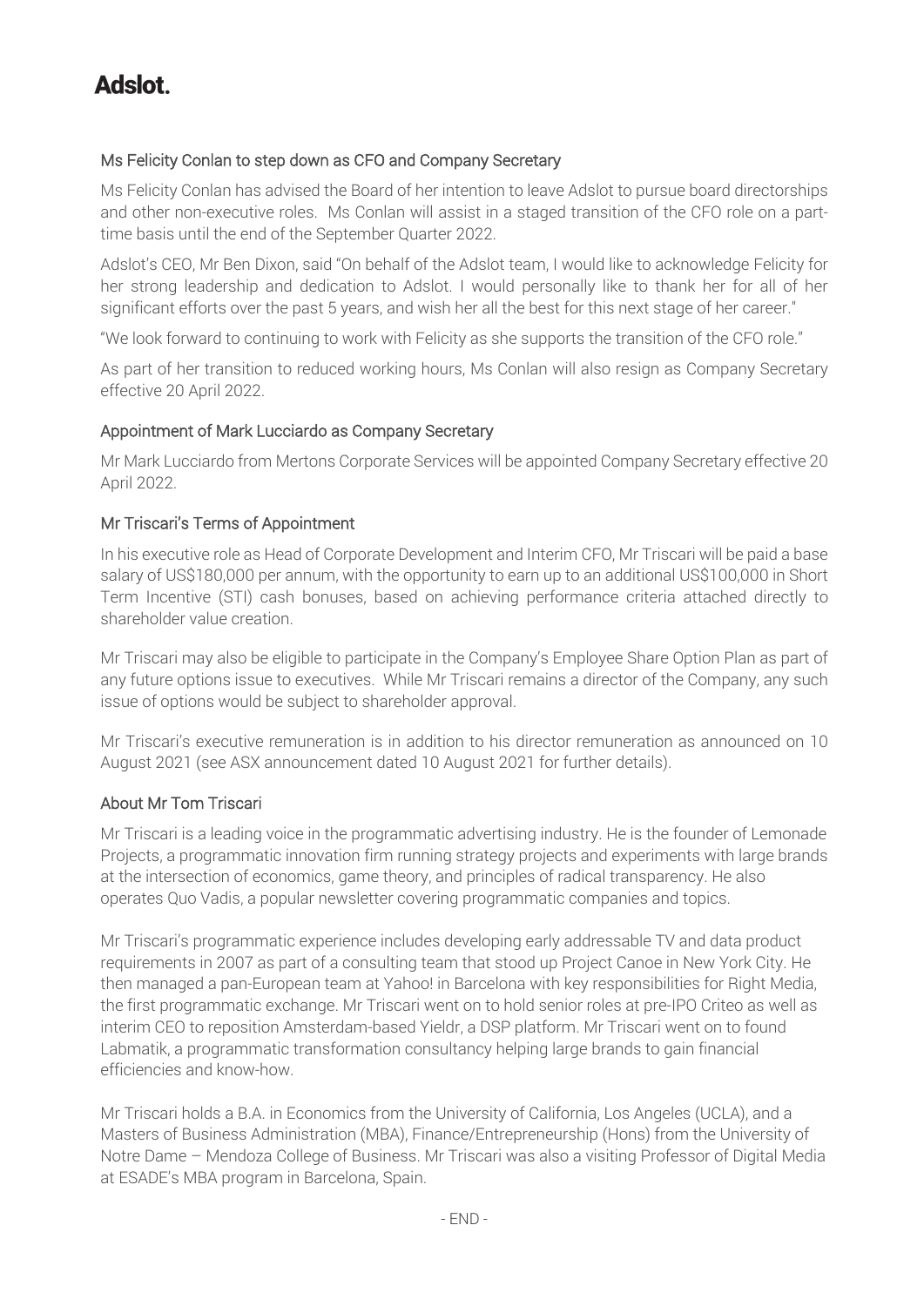Adslot.

### Ms Felicity Conlan to step down as CFO and Company Secretary

Ms Felicity Conlan has advised the Board of her intention to leave Adslot to pursue board directorships and other non-executive roles. Ms Conlan will assist in a staged transition of the CFO role on a part-time basis until the end of the September Quarter 2022.

Adslot's CEO, Mr Ben Dixon, said "On behalf of the Adslot team, I would like to acknowledge Felicity for her strong leadership and dedication to Adslot. I would personally like to thank her for all of her significant efforts over the past 5 years, and wish her all the best for this next stage of her career."

"We look forward to continuing to work with Felicity as she supports the transition of the CFO role."

As part of her transition to reduced working hours, Ms Conlan will also resign as Company Secretary effective 20 April 2022.

### Appointment of Mark Lucciardo as Company Secretary

Mr Mark Lucciardo from Mertons Corporate Services will be appointed Company Secretary effective 20 April 2022.

### Mr Triscari's Terms of Appointment

In his executive role as Head of Corporate Development and Interim CFO, Mr Triscari will be paid a base salary of US$180,000 per annum, with the opportunity to earn up to an additional US$100,000 in Short Term Incentive (STI) cash bonuses, based on achieving performance criteria attached directly to shareholder value creation.

Mr Triscari may also be eligible to participate in the Company's Employee Share Option Plan as part of any future options issue to executives. While Mr Triscari remains a director of the Company, any such issue of options would be subject to shareholder approval.

Mr Triscari's executive remuneration is in addition to his director remuneration as announced on 10 August 2021 (see ASX announcement dated 10 August 2021 for further details).

### About Mr Tom Triscari

Mr Triscari is a leading voice in the programmatic advertising industry. He is the founder of Lemonade Projects, a programmatic innovation firm running strategy projects and experiments with large brands at the intersection of economics, game theory, and principles of radical transparency. He also operates Quo Vadis, a popular newsletter covering programmatic companies and topics.

Mr Triscari's programmatic experience includes developing early addressable TV and data product requirements in 2007 as part of a consulting team that stood up Project Canoe in New York City. He then managed a pan-European team at Yahoo! in Barcelona with key responsibilities for Right Media, the first programmatic exchange. Mr Triscari went on to hold senior roles at pre-IPO Criteo as well as interim CEO to reposition Amsterdam-based Yieldr, a DSP platform. Mr Triscari went on to found Labmatik, a programmatic transformation consultancy helping large brands to gain financial efficiencies and know-how.

Mr Triscari holds a B.A. in Economics from the University of California, Los Angeles (UCLA), and a Masters of Business Administration (MBA), Finance/Entrepreneurship (Hons) from the University of Notre Dame – Mendoza College of Business. Mr Triscari was also a visiting Professor of Digital Media at ESADE's MBA program in Barcelona, Spain.

- END -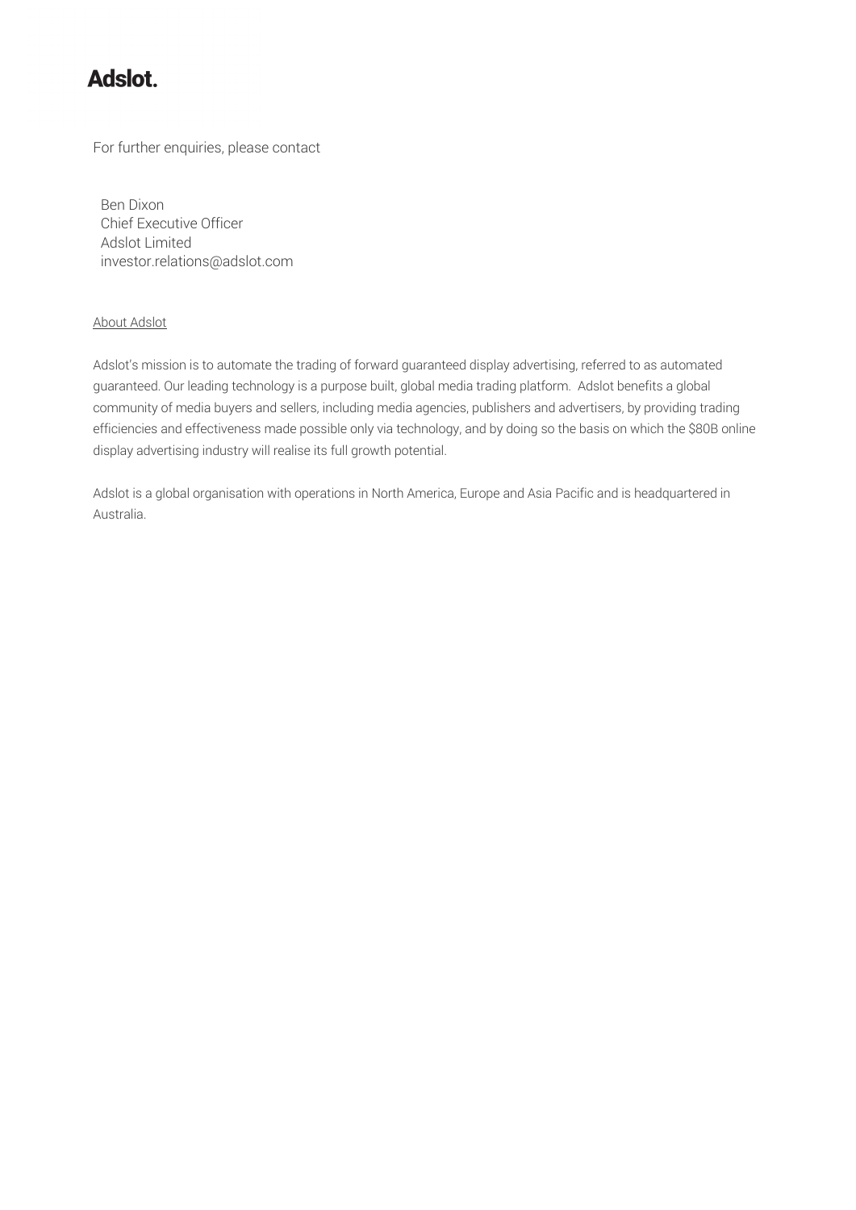# Adslot.

For further enquiries, please contact

Ben Dixon
Chief Executive Officer
Adslot Limited
investor.relations@adslot.com

About Adslot

Adslot's mission is to automate the trading of forward guaranteed display advertising, referred to as automated guaranteed. Our leading technology is a purpose built, global media trading platform. Adslot benefits a global community of media buyers and sellers, including media agencies, publishers and advertisers, by providing trading efficiencies and effectiveness made possible only via technology, and by doing so the basis on which the $80B online display advertising industry will realise its full growth potential.

Adslot is a global organisation with operations in North America, Europe and Asia Pacific and is headquartered in Australia.